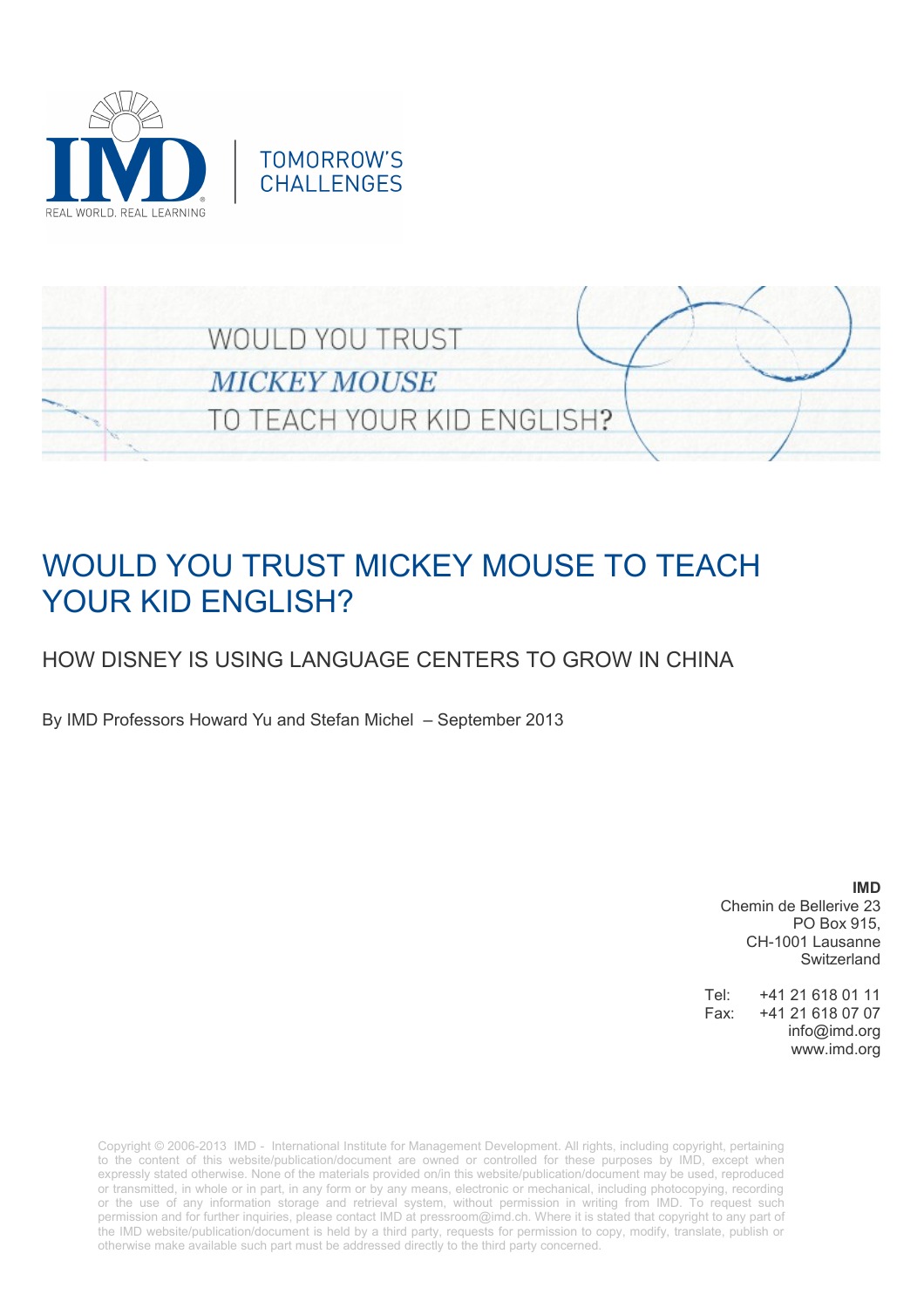IMD
REAL WORLD. REAL LEARNING

TOMORROW'S CHALLENGES

WOULD YOU TRUST *MICKEY MOUSE* TO TEACH YOUR KID ENGLISH?

# WOULD YOU TRUST MICKEY MOUSE TO TEACH YOUR KID ENGLISH?

## HOW DISNEY IS USING LANGUAGE CENTERS TO GROW IN CHINA

By IMD Professors Howard Yu and Stefan Michel – September 2013

**IMD**
Chemin de Bellerive 23
PO Box 915,
CH-1001 Lausanne
Switzerland

Tel: +41 21 618 01 11
Fax: +41 21 618 07 07
info@imd.org
www.imd.org

Copyright © 2006-2013 IMD - International Institute for Management Development. All rights, including copyright, pertaining to the content of this website/publication/document are owned or controlled for these purposes by IMD, except when expressly stated otherwise. None of the materials provided on/in this website/publication/document may be used, reproduced or transmitted, in whole or in part, in any form or by any means, electronic or mechanical, including photocopying, recording or the use of any information storage and retrieval system, without permission in writing from IMD. To request such permission and for further inquiries, please contact IMD at pressroom@imd.ch. Where it is stated that copyright to any part of the IMD website/publication/document is held by a third party, requests for permission to copy, modify, translate, publish or otherwise make available such part must be addressed directly to the third party concerned.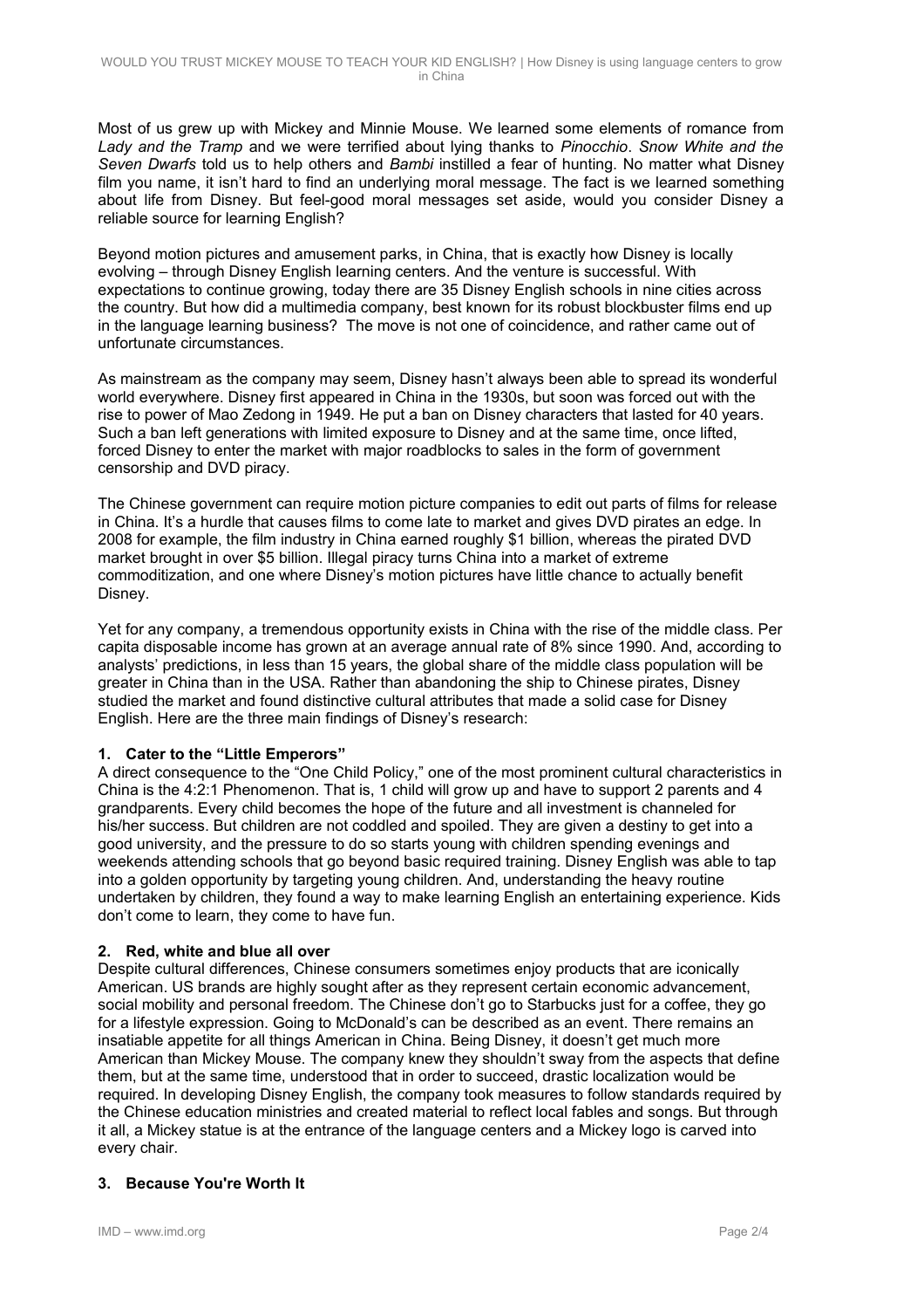Most of us grew up with Mickey and Minnie Mouse. We learned some elements of romance from *Lady and the Tramp* and we were terrified about lying thanks to *Pinocchio*. *Snow White and the Seven Dwarfs* told us to help others and *Bambi* instilled a fear of hunting. No matter what Disney film you name, it isn't hard to find an underlying moral message. The fact is we learned something about life from Disney. But feel-good moral messages set aside, would you consider Disney a reliable source for learning English?

Beyond motion pictures and amusement parks, in China, that is exactly how Disney is locally evolving – through Disney English learning centers. And the venture is successful. With expectations to continue growing, today there are 35 Disney English schools in nine cities across the country. But how did a multimedia company, best known for its robust blockbuster films end up in the language learning business? The move is not one of coincidence, and rather came out of unfortunate circumstances.

As mainstream as the company may seem, Disney hasn't always been able to spread its wonderful world everywhere. Disney first appeared in China in the 1930s, but soon was forced out with the rise to power of Mao Zedong in 1949. He put a ban on Disney characters that lasted for 40 years. Such a ban left generations with limited exposure to Disney and at the same time, once lifted, forced Disney to enter the market with major roadblocks to sales in the form of government censorship and DVD piracy.

The Chinese government can require motion picture companies to edit out parts of films for release in China. It's a hurdle that causes films to come late to market and gives DVD pirates an edge. In 2008 for example, the film industry in China earned roughly $1 billion, whereas the pirated DVD market brought in over $5 billion. Illegal piracy turns China into a market of extreme commoditization, and one where Disney's motion pictures have little chance to actually benefit Disney.

Yet for any company, a tremendous opportunity exists in China with the rise of the middle class. Per capita disposable income has grown at an average annual rate of 8% since 1990. And, according to analysts' predictions, in less than 15 years, the global share of the middle class population will be greater in China than in the USA. Rather than abandoning the ship to Chinese pirates, Disney studied the market and found distinctive cultural attributes that made a solid case for Disney English. Here are the three main findings of Disney's research:

### 1. Cater to the "Little Emperors"

A direct consequence to the "One Child Policy," one of the most prominent cultural characteristics in China is the 4:2:1 Phenomenon. That is, 1 child will grow up and have to support 2 parents and 4 grandparents. Every child becomes the hope of the future and all investment is channeled for his/her success. But children are not coddled and spoiled. They are given a destiny to get into a good university, and the pressure to do so starts young with children spending evenings and weekends attending schools that go beyond basic required training. Disney English was able to tap into a golden opportunity by targeting young children. And, understanding the heavy routine undertaken by children, they found a way to make learning English an entertaining experience. Kids don't come to learn, they come to have fun.

### 2. Red, white and blue all over

Despite cultural differences, Chinese consumers sometimes enjoy products that are iconically American. US brands are highly sought after as they represent certain economic advancement, social mobility and personal freedom. The Chinese don't go to Starbucks just for a coffee, they go for a lifestyle expression. Going to McDonald's can be described as an event. There remains an insatiable appetite for all things American in China. Being Disney, it doesn't get much more American than Mickey Mouse. The company knew they shouldn't sway from the aspects that define them, but at the same time, understood that in order to succeed, drastic localization would be required. In developing Disney English, the company took measures to follow standards required by the Chinese education ministries and created material to reflect local fables and songs. But through it all, a Mickey statue is at the entrance of the language centers and a Mickey logo is carved into every chair.

### 3. Because You're Worth It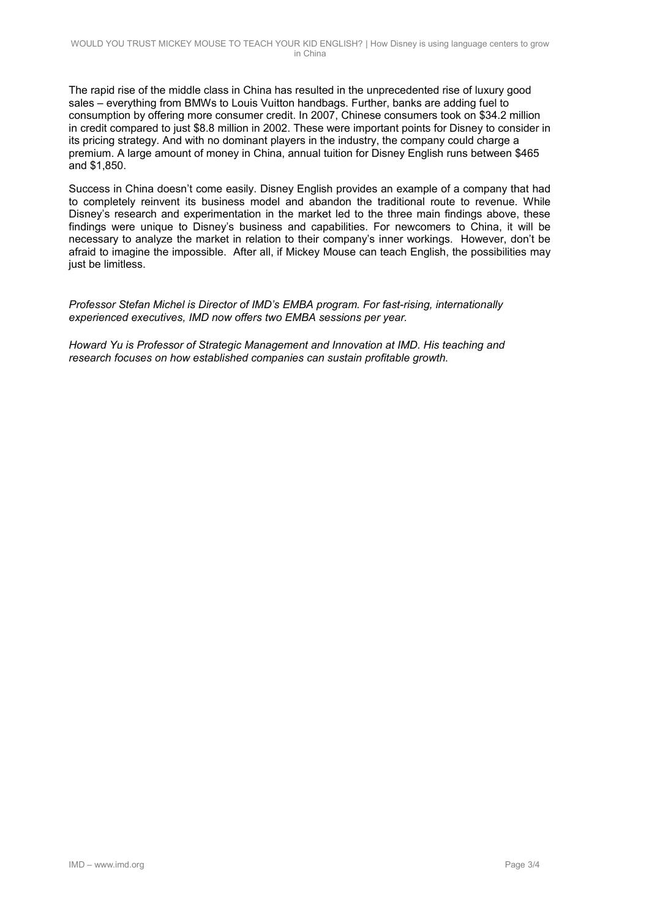The rapid rise of the middle class in China has resulted in the unprecedented rise of luxury good sales – everything from BMWs to Louis Vuitton handbags. Further, banks are adding fuel to consumption by offering more consumer credit. In 2007, Chinese consumers took on $34.2 million in credit compared to just $8.8 million in 2002. These were important points for Disney to consider in its pricing strategy. And with no dominant players in the industry, the company could charge a premium. A large amount of money in China, annual tuition for Disney English runs between $465 and $1,850.

Success in China doesn't come easily. Disney English provides an example of a company that had to completely reinvent its business model and abandon the traditional route to revenue. While Disney's research and experimentation in the market led to the three main findings above, these findings were unique to Disney's business and capabilities. For newcomers to China, it will be necessary to analyze the market in relation to their company's inner workings. However, don't be afraid to imagine the impossible. After all, if Mickey Mouse can teach English, the possibilities may just be limitless.

*Professor Stefan Michel is Director of IMD's EMBA program. For fast-rising, internationally experienced executives, IMD now offers two EMBA sessions per year.*

*Howard Yu is Professor of Strategic Management and Innovation at IMD. His teaching and research focuses on how established companies can sustain profitable growth.*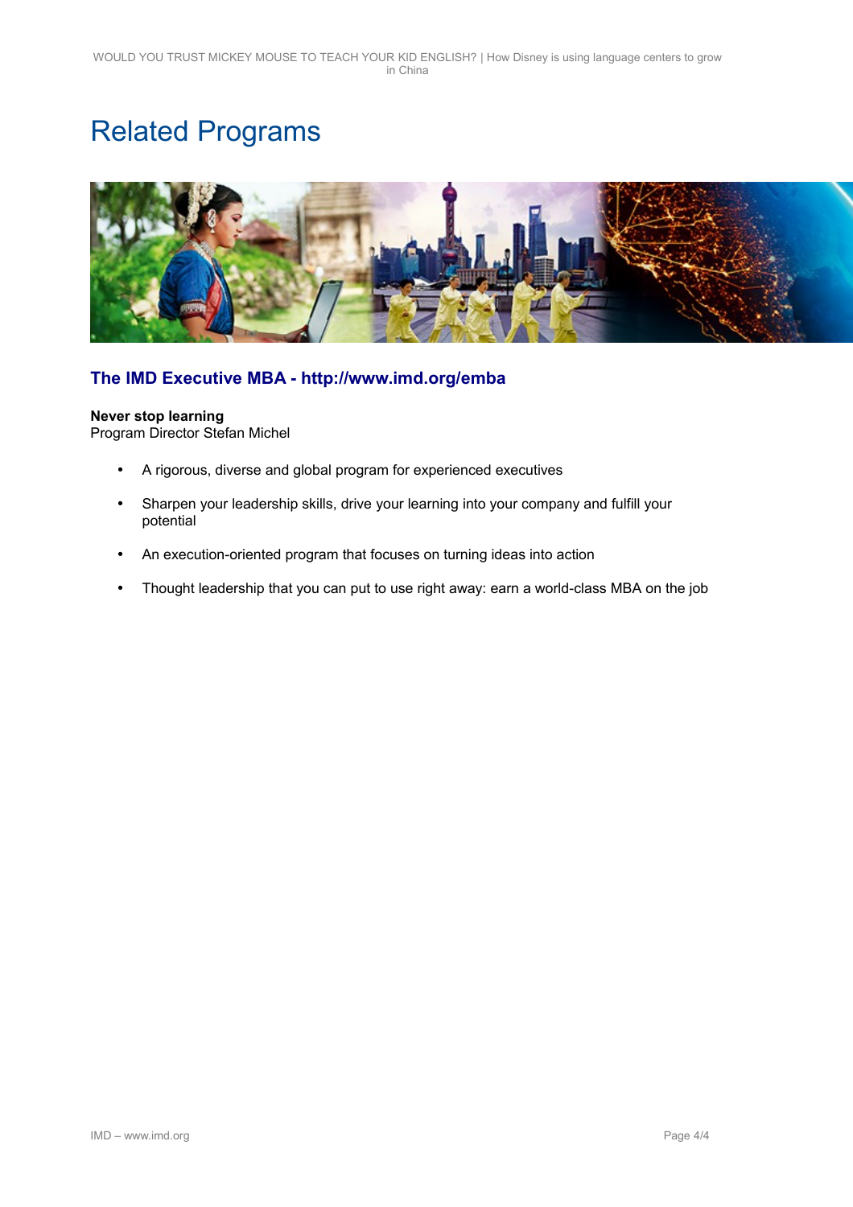# Related Programs

## The IMD Executive MBA - http://www.imd.org/emba

**Never stop learning**
Program Director Stefan Michel

- A rigorous, diverse and global program for experienced executives
- Sharpen your leadership skills, drive your learning into your company and fulfill your potential
- An execution-oriented program that focuses on turning ideas into action
- Thought leadership that you can put to use right away: earn a world-class MBA on the job